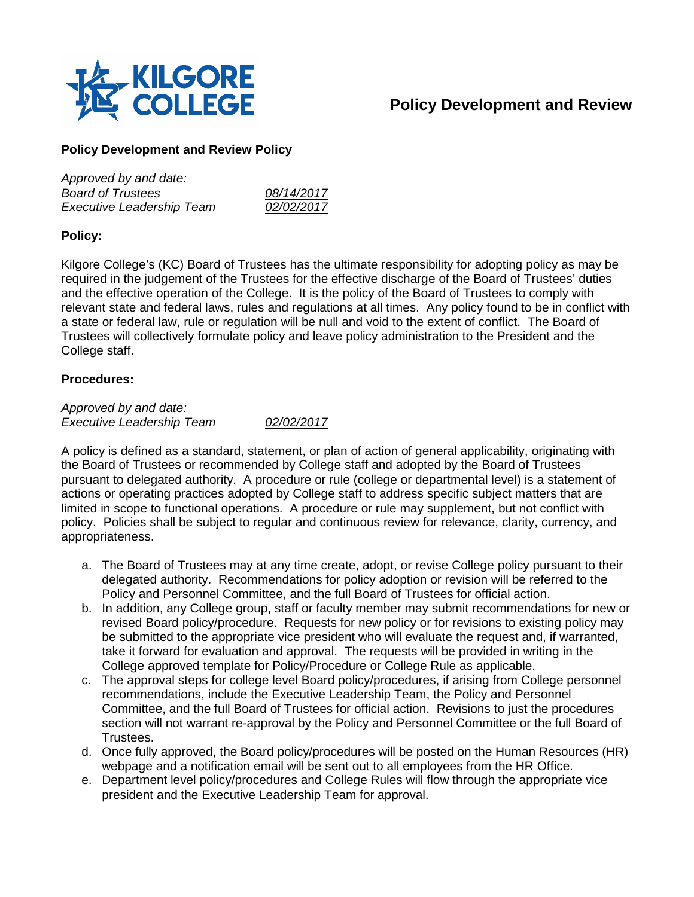# Policy Development and Review

## Policy Development and Review Policy

*Approved by and date:*

| | |
|---|---|
| *Board of Trustees* | *08/14/2017* |
| *Executive Leadership Team* | *02/02/2017* |

**Policy:**

Kilgore College's (KC) Board of Trustees has the ultimate responsibility for adopting policy as may be required in the judgement of the Trustees for the effective discharge of the Board of Trustees' duties and the effective operation of the College. It is the policy of the Board of Trustees to comply with relevant state and federal laws, rules and regulations at all times. Any policy found to be in conflict with a state or federal law, rule or regulation will be null and void to the extent of conflict. The Board of Trustees will collectively formulate policy and leave policy administration to the President and the College staff.

**Procedures:**

*Approved by and date:*

| | |
|---|---|
| *Executive Leadership Team* | *02/02/2017* |

A policy is defined as a standard, statement, or plan of action of general applicability, originating with the Board of Trustees or recommended by College staff and adopted by the Board of Trustees pursuant to delegated authority. A procedure or rule (college or departmental level) is a statement of actions or operating practices adopted by College staff to address specific subject matters that are limited in scope to functional operations. A procedure or rule may supplement, but not conflict with policy. Policies shall be subject to regular and continuous review for relevance, clarity, currency, and appropriateness.

a. The Board of Trustees may at any time create, adopt, or revise College policy pursuant to their delegated authority. Recommendations for policy adoption or revision will be referred to the Policy and Personnel Committee, and the full Board of Trustees for official action.
b. In addition, any College group, staff or faculty member may submit recommendations for new or revised Board policy/procedure. Requests for new policy or for revisions to existing policy may be submitted to the appropriate vice president who will evaluate the request and, if warranted, take it forward for evaluation and approval. The requests will be provided in writing in the College approved template for Policy/Procedure or College Rule as applicable.
c. The approval steps for college level Board policy/procedures, if arising from College personnel recommendations, include the Executive Leadership Team, the Policy and Personnel Committee, and the full Board of Trustees for official action. Revisions to just the procedures section will not warrant re-approval by the Policy and Personnel Committee or the full Board of Trustees.
d. Once fully approved, the Board policy/procedures will be posted on the Human Resources (HR) webpage and a notification email will be sent out to all employees from the HR Office.
e. Department level policy/procedures and College Rules will flow through the appropriate vice president and the Executive Leadership Team for approval.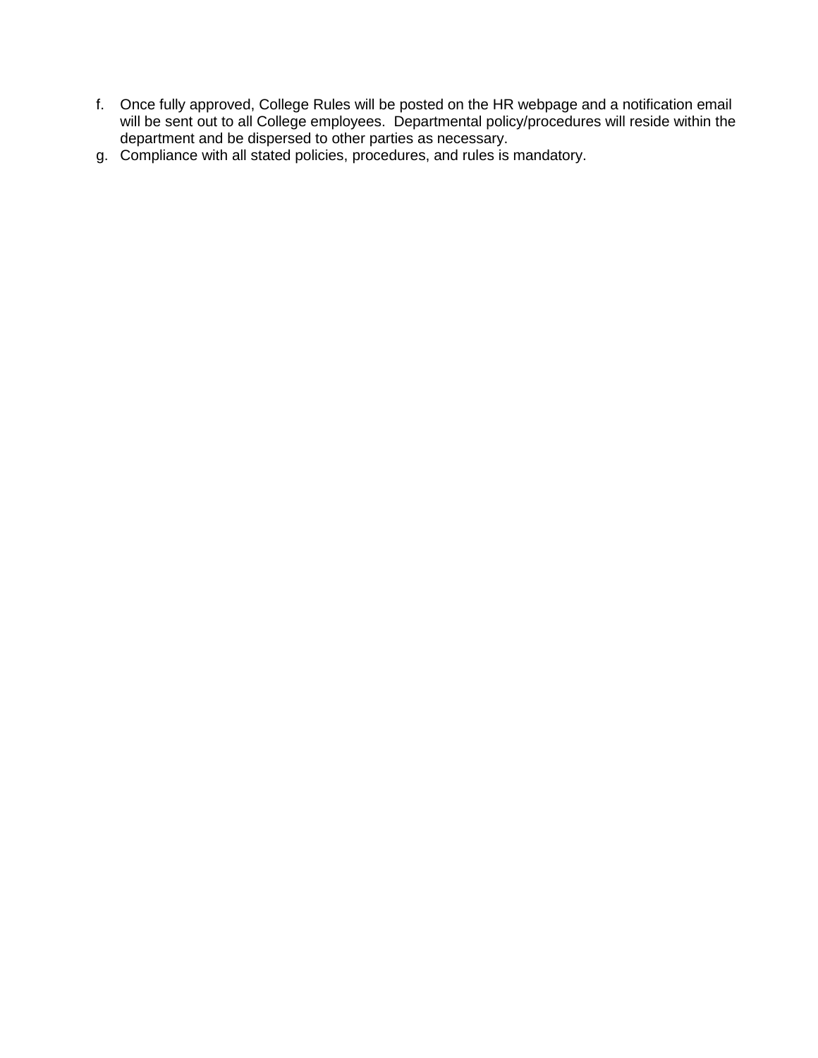f. Once fully approved, College Rules will be posted on the HR webpage and a notification email will be sent out to all College employees. Departmental policy/procedures will reside within the department and be dispersed to other parties as necessary.
g. Compliance with all stated policies, procedures, and rules is mandatory.